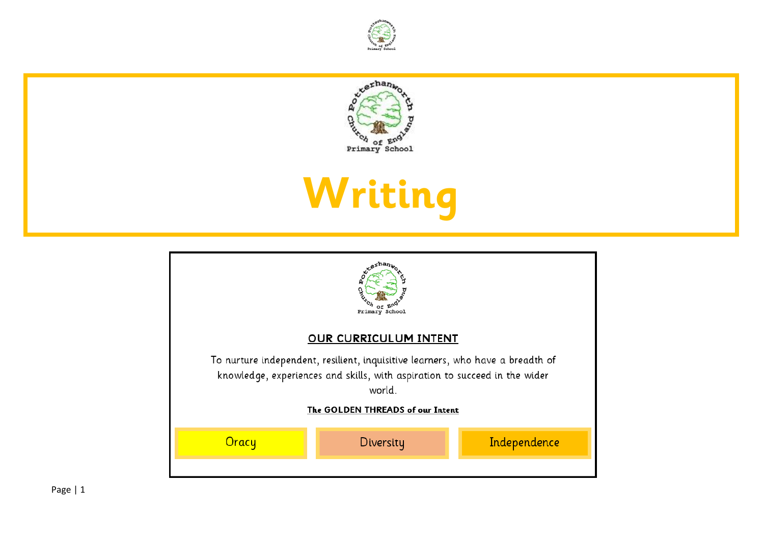Potterhanworth Church of England Primary School

# Writing

Potterhanworth Church of England Primary School

## OUR CURRICULUM INTENT

To nurture independent, resilient, inquisitive learners, who have a breadth of knowledge, experiences and skills, with aspiration to succeed in the wider world.

**The GOLDEN THREADS of our Intent**

| Oracy | Diversity | Independence |
| --- | --- | --- |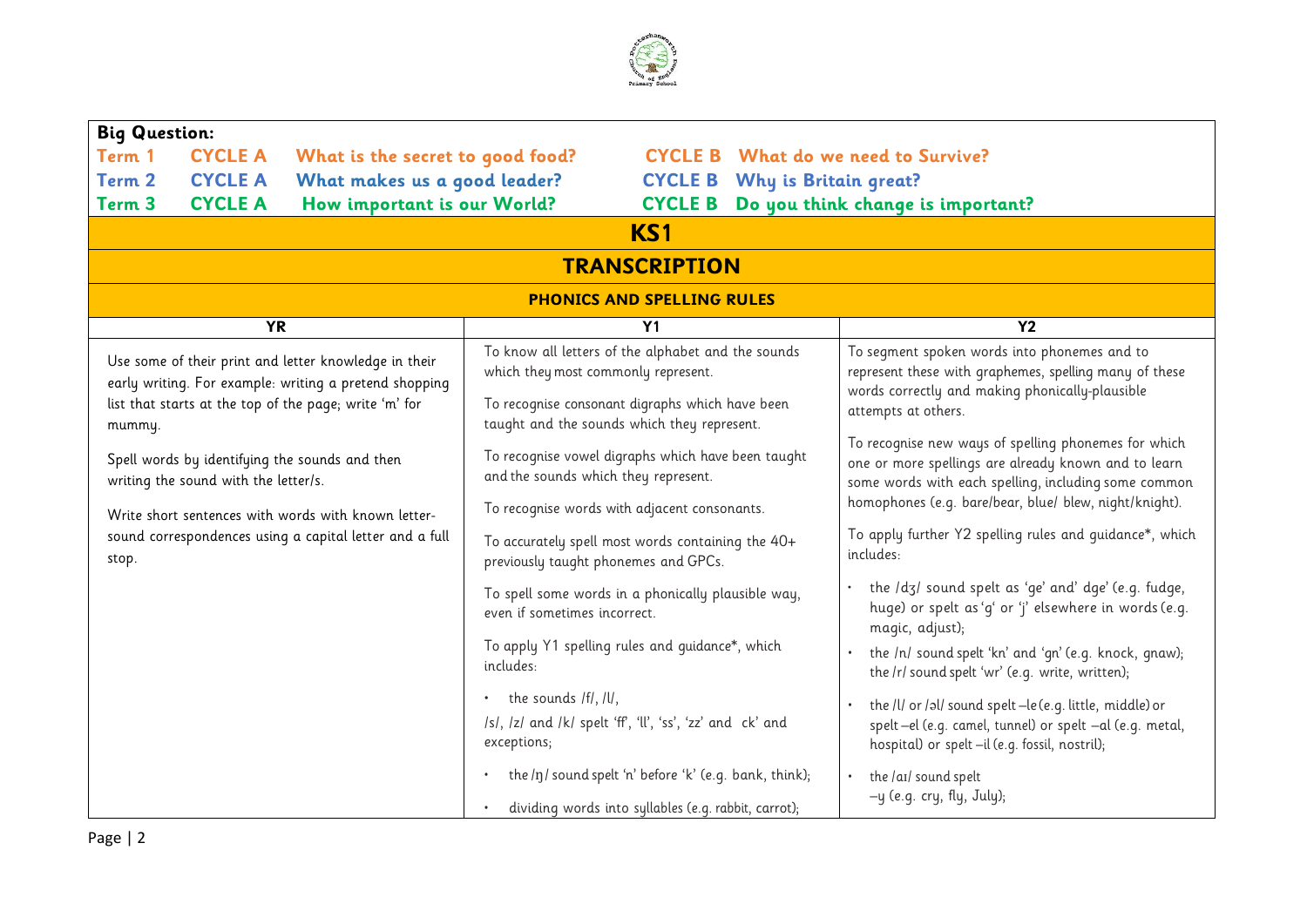**Big Question:**

| | | | | |
|---|---|---|---|---|
| Term 1 | CYCLE A | What is the secret to good food? | CYCLE B | What do we need to Survive? |
| Term 2 | CYCLE A | What makes us a good leader? | CYCLE B | Why is Britain great? |
| Term 3 | CYCLE A | How important is our World? | CYCLE B | Do you think change is important? |

# KS1

## TRANSCRIPTION

### PHONICS AND SPELLING RULES

| YR | Y1 | Y2 |
|---|---|---|
| Use some of their print and letter knowledge in their early writing. For example: writing a pretend shopping list that starts at the top of the page; write 'm' for mummy.<br><br>Spell words by identifying the sounds and then writing the sound with the letter/s.<br><br>Write short sentences with words with known letter-sound correspondences using a capital letter and a full stop. | To know all letters of the alphabet and the sounds which they most commonly represent.<br><br>To recognise consonant digraphs which have been taught and the sounds which they represent.<br><br>To recognise vowel digraphs which have been taught and the sounds which they represent.<br><br>To recognise words with adjacent consonants.<br><br>To accurately spell most words containing the 40+ previously taught phonemes and GPCs.<br><br>To spell some words in a phonically plausible way, even if sometimes incorrect.<br><br>To apply Y1 spelling rules and guidance*, which includes:<br><br>• the sounds /f/, /l/, /s/, /z/ and /k/ spelt 'ff', 'll', 'ss', 'zz' and ck' and exceptions;<br><br>• the /ŋ/ sound spelt 'n' before 'k' (e.g. bank, think);<br><br>• dividing words into syllables (e.g. rabbit, carrot); | To segment spoken words into phonemes and to represent these with graphemes, spelling many of these words correctly and making phonically-plausible attempts at others.<br><br>To recognise new ways of spelling phonemes for which one or more spellings are already known and to learn some words with each spelling, including some common homophones (e.g. bare/bear, blue/ blew, night/knight).<br><br>To apply further Y2 spelling rules and guidance*, which includes:<br><br>• the /dʒ/ sound spelt as 'ge' and' dge' (e.g. fudge, huge) or spelt as 'g' or 'j' elsewhere in words (e.g. magic, adjust);<br><br>• the /n/ sound spelt 'kn' and 'gn' (e.g. knock, gnaw); the /r/ sound spelt 'wr' (e.g. write, written);<br><br>• the /l/ or /əl/ sound spelt –le (e.g. little, middle) or spelt –el (e.g. camel, tunnel) or spelt –al (e.g. metal, hospital) or spelt –il (e.g. fossil, nostril);<br><br>• the /aɪ/ sound spelt –y (e.g. cry, fly, July); |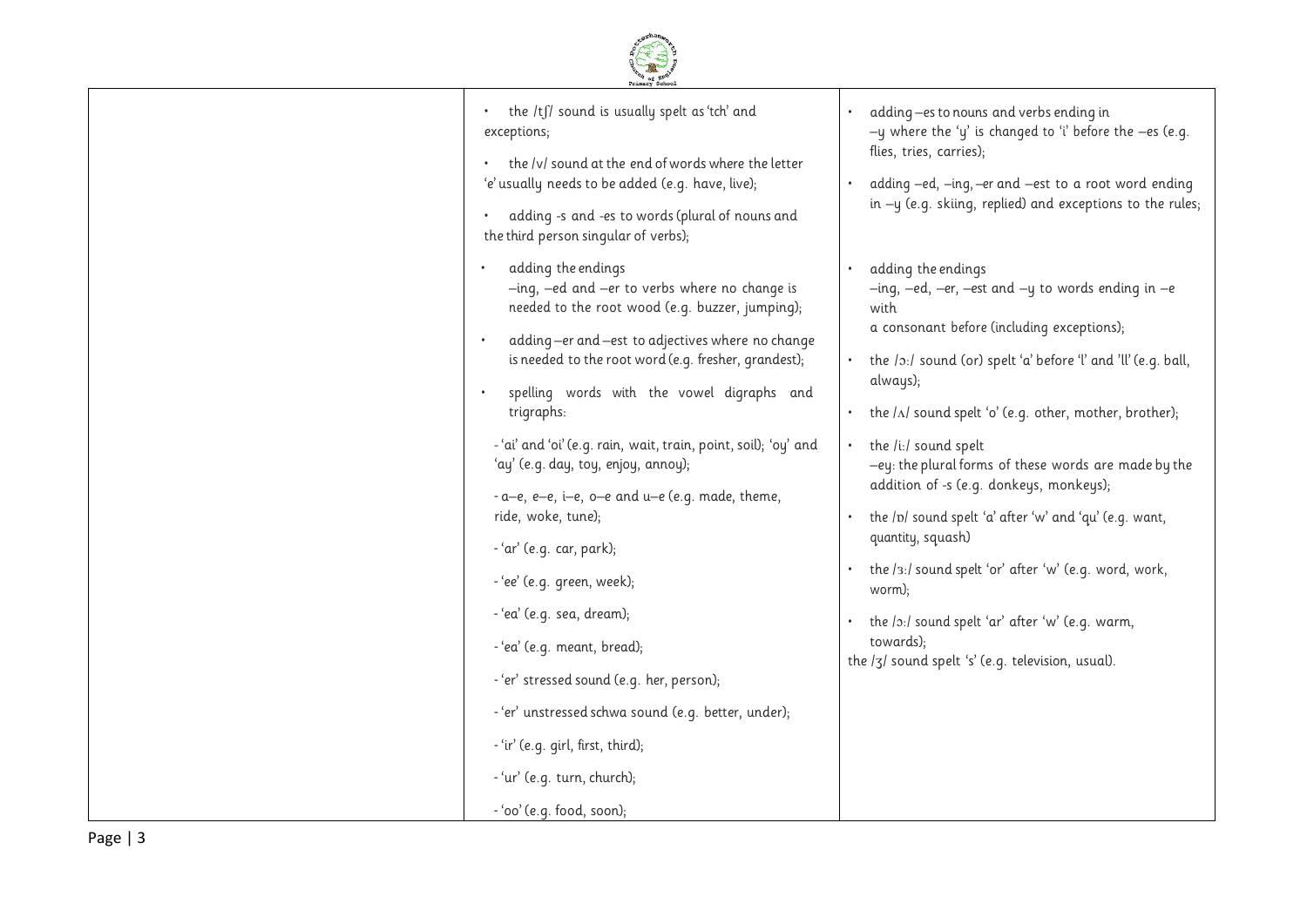| | | |
|---|---|---|
| | • the /tʃ/ sound is usually spelt as 'tch' and exceptions;<br><br>• the /v/ sound at the end of words where the letter 'e' usually needs to be added (e.g. have, live);<br><br>• adding -s and -es to words (plural of nouns and the third person singular of verbs);<br><br>• adding the endings –ing, –ed and –er to verbs where no change is needed to the root wood (e.g. buzzer, jumping);<br><br>• adding –er and –est to adjectives where no change is needed to the root word (e.g. fresher, grandest);<br><br>• spelling words with the vowel digraphs and trigraphs:<br><br>- 'ai' and 'oi' (e.g. rain, wait, train, point, soil); 'oy' and 'ay' (e.g. day, toy, enjoy, annoy);<br><br>- a–e, e–e, i–e, o–e and u–e (e.g. made, theme, ride, woke, tune);<br><br>- 'ar' (e.g. car, park);<br><br>- 'ee' (e.g. green, week);<br><br>- 'ea' (e.g. sea, dream);<br><br>- 'ea' (e.g. meant, bread);<br><br>- 'er' stressed sound (e.g. her, person);<br><br>- 'er' unstressed schwa sound (e.g. better, under);<br><br>- 'ir' (e.g. girl, first, third);<br><br>- 'ur' (e.g. turn, church);<br><br>- 'oo' (e.g. food, soon); | • adding –es to nouns and verbs ending in –y where the 'y' is changed to 'i' before the –es (e.g. flies, tries, carries);<br><br>• adding –ed, –ing, –er and –est to a root word ending in –y (e.g. skiing, replied) and exceptions to the rules;<br><br>• adding the endings –ing, –ed, –er, –est and –y to words ending in –e with a consonant before (including exceptions);<br><br>• the /ɔ:/ sound (or) spelt 'a' before 'l' and 'll' (e.g. ball, always);<br><br>• the /ʌ/ sound spelt 'o' (e.g. other, mother, brother);<br><br>• the /i:/ sound spelt –ey: the plural forms of these words are made by the addition of -s (e.g. donkeys, monkeys);<br><br>• the /ɒ/ sound spelt 'a' after 'w' and 'qu' (e.g. want, quantity, squash)<br><br>• the /ɜ:/ sound spelt 'or' after 'w' (e.g. word, work, worm);<br><br>• the /ɔ:/ sound spelt 'ar' after 'w' (e.g. warm, towards);<br>the /ʒ/ sound spelt 's' (e.g. television, usual). |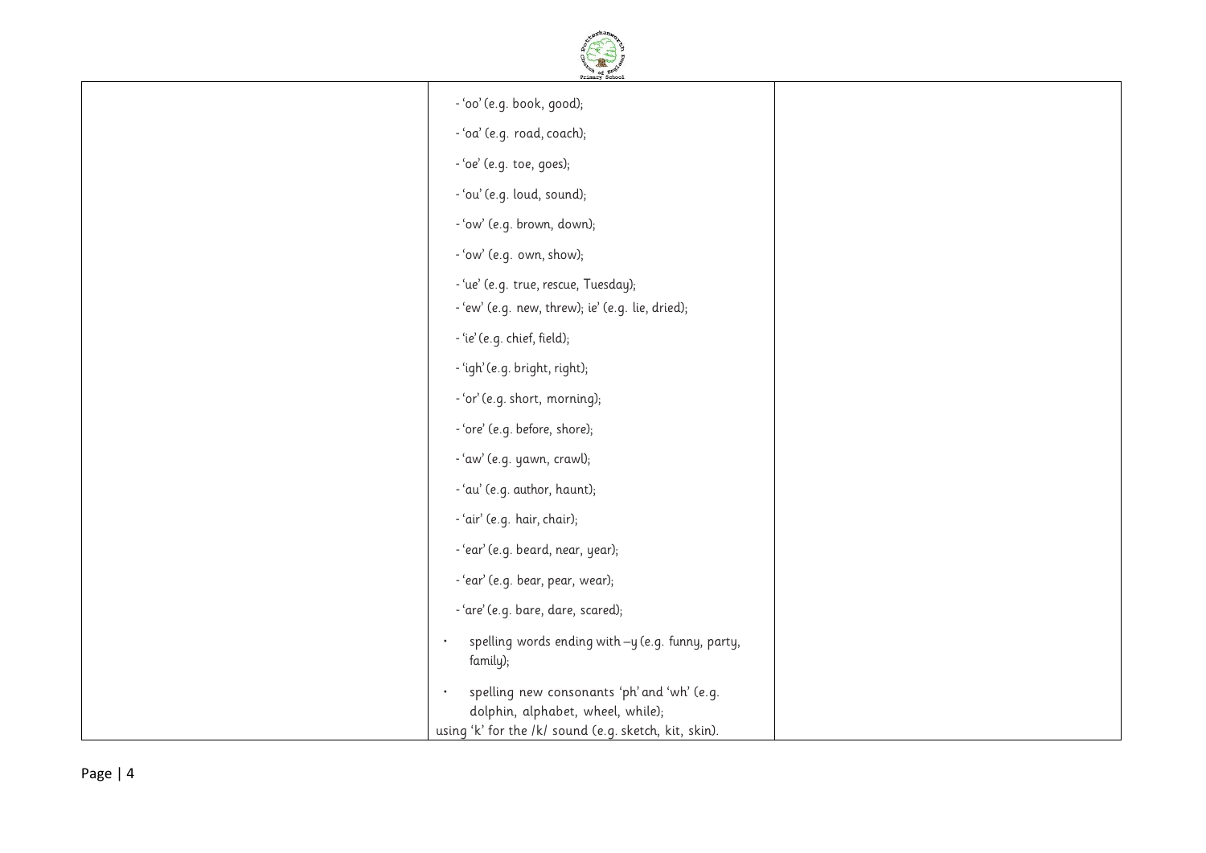|  |  |  |
| --- | --- | --- |
|  | - 'oo' (e.g. book, good);<br>- 'oa' (e.g. road, coach);<br>- 'oe' (e.g. toe, goes);<br>- 'ou' (e.g. loud, sound);<br>- 'ow' (e.g. brown, down);<br>- 'ow' (e.g. own, show);<br>- 'ue' (e.g. true, rescue, Tuesday);<br>- 'ew' (e.g. new, threw); ie' (e.g. lie, dried);<br>- 'ie' (e.g. chief, field);<br>- 'igh' (e.g. bright, right);<br>- 'or' (e.g. short, morning);<br>- 'ore' (e.g. before, shore);<br>- 'aw' (e.g. yawn, crawl);<br>- 'au' (e.g. author, haunt);<br>- 'air' (e.g. hair, chair);<br>- 'ear' (e.g. beard, near, year);<br>- 'ear' (e.g. bear, pear, wear);<br>- 'are' (e.g. bare, dare, scared);<br>• spelling words ending with –y (e.g. funny, party, family);<br>• spelling new consonants 'ph' and 'wh' (e.g. dolphin, alphabet, wheel, while);<br>using 'k' for the /k/ sound (e.g. sketch, kit, skin). |  |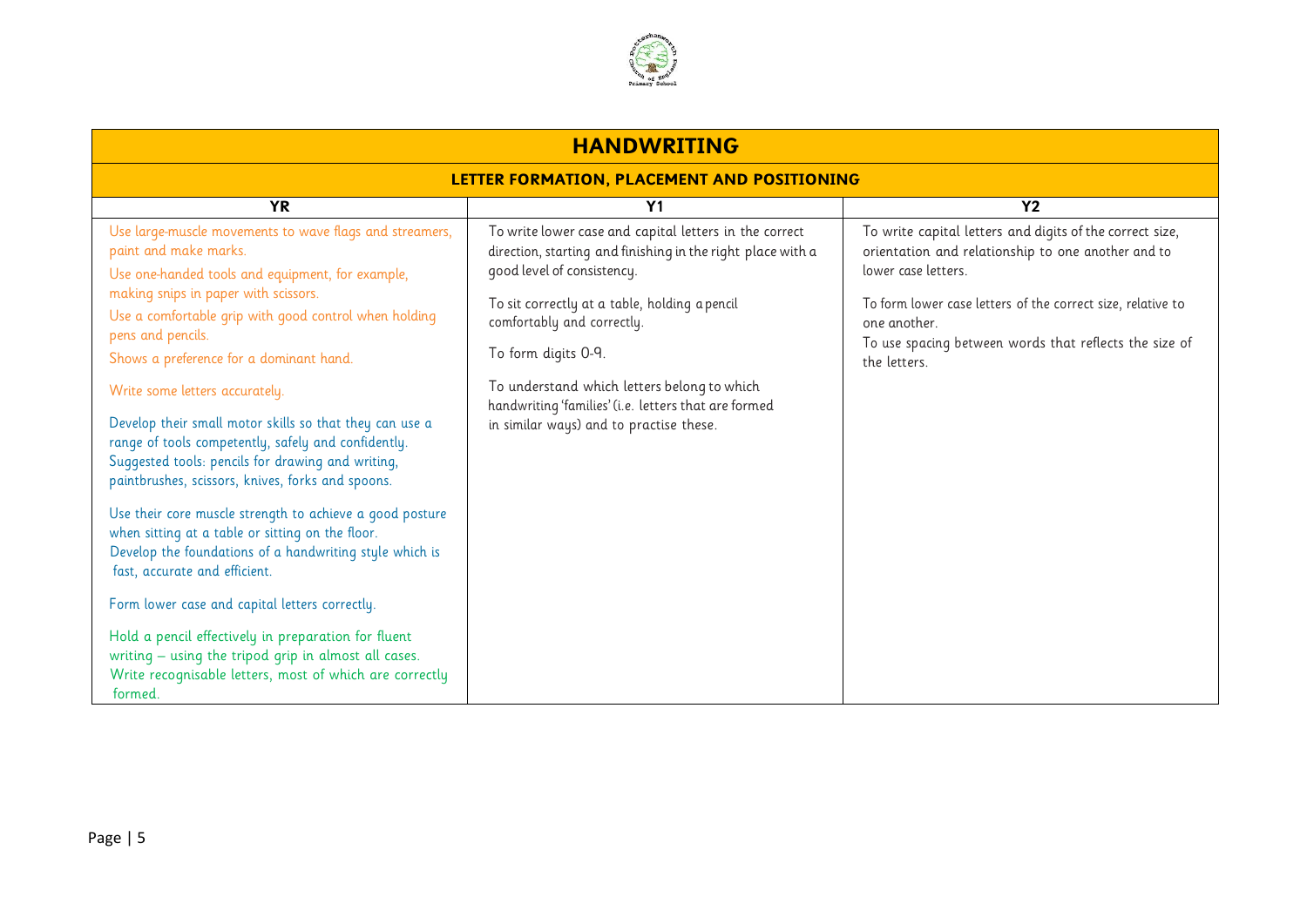# HANDWRITING

## LETTER FORMATION, PLACEMENT AND POSITIONING

| YR | Y1 | Y2 |
|---|---|---|
| Use large-muscle movements to wave flags and streamers, paint and make marks.<br>Use one-handed tools and equipment, for example, making snips in paper with scissors.<br>Use a comfortable grip with good control when holding pens and pencils.<br>Shows a preference for a dominant hand.<br><br>Write some letters accurately.<br><br>Develop their small motor skills so that they can use a range of tools competently, safely and confidently. Suggested tools: pencils for drawing and writing, paintbrushes, scissors, knives, forks and spoons.<br><br>Use their core muscle strength to achieve a good posture when sitting at a table or sitting on the floor.<br>Develop the foundations of a handwriting style which is fast, accurate and efficient.<br><br>Form lower case and capital letters correctly.<br><br>Hold a pencil effectively in preparation for fluent writing – using the tripod grip in almost all cases.<br>Write recognisable letters, most of which are correctly formed. | To write lower case and capital letters in the correct direction, starting and finishing in the right place with a good level of consistency.<br><br>To sit correctly at a table, holding a pencil comfortably and correctly.<br><br>To form digits 0-9.<br><br>To understand which letters belong to which handwriting 'families' (i.e. letters that are formed in similar ways) and to practise these. | To write capital letters and digits of the correct size, orientation and relationship to one another and to lower case letters.<br><br>To form lower case letters of the correct size, relative to one another.<br>To use spacing between words that reflects the size of the letters. |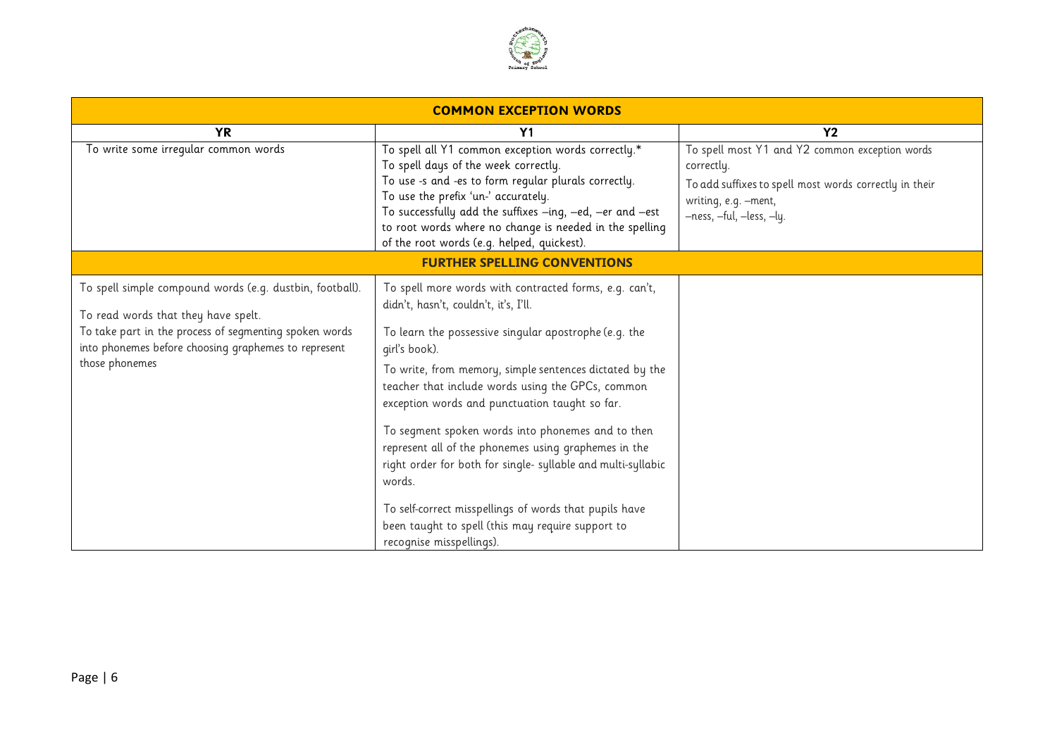| COMMON EXCEPTION WORDS | | |
|---|---|---|
| **YR** | **Y1** | **Y2** |
| To write some irregular common words | To spell all Y1 common exception words correctly.*<br>To spell days of the week correctly.<br>To use -s and -es to form regular plurals correctly.<br>To use the prefix 'un-' accurately.<br>To successfully add the suffixes –ing, –ed, –er and –est to root words where no change is needed in the spelling of the root words (e.g. helped, quickest). | To spell most Y1 and Y2 common exception words correctly.<br>To add suffixes to spell most words correctly in their writing, e.g. –ment, –ness, –ful, –less, –ly. |
| **FURTHER SPELLING CONVENTIONS** | | |
| To spell simple compound words (e.g. dustbin, football).<br>To read words that they have spelt.<br>To take part in the process of segmenting spoken words into phonemes before choosing graphemes to represent those phonemes | To spell more words with contracted forms, e.g. can't, didn't, hasn't, couldn't, it's, I'll.<br>To learn the possessive singular apostrophe (e.g. the girl's book).<br>To write, from memory, simple sentences dictated by the teacher that include words using the GPCs, common exception words and punctuation taught so far.<br>To segment spoken words into phonemes and to then represent all of the phonemes using graphemes in the right order for both for single- syllable and multi-syllabic words.<br>To self-correct misspellings of words that pupils have been taught to spell (this may require support to recognise misspellings). | |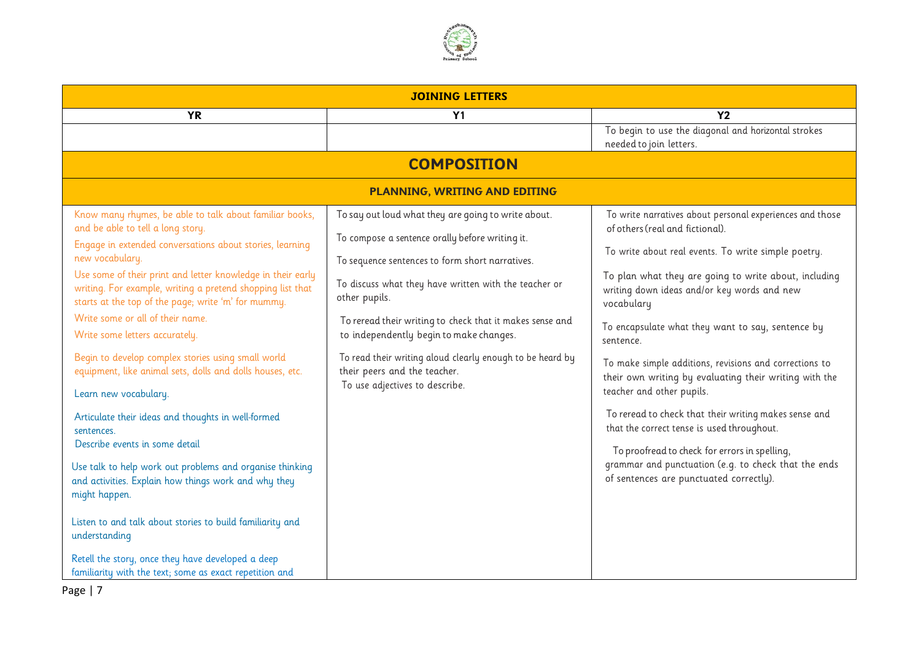| JOINING LETTERS | | |
|---|---|---|
| **YR** | **Y1** | **Y2** |
| | | To begin to use the diagonal and horizontal strokes needed to join letters. |

## COMPOSITION

### PLANNING, WRITING AND EDITING

| YR | Y1 | Y2 |
|---|---|---|
| Know many rhymes, be able to talk about familiar books, and be able to tell a long story.<br>Engage in extended conversations about stories, learning new vocabulary.<br>Use some of their print and letter knowledge in their early writing. For example, writing a pretend shopping list that starts at the top of the page; write 'm' for mummy.<br>Write some or all of their name.<br>Write some letters accurately.<br>Begin to develop complex stories using small world equipment, like animal sets, dolls and dolls houses, etc.<br>Learn new vocabulary.<br>Articulate their ideas and thoughts in well-formed sentences.<br>Describe events in some detail<br>Use talk to help work out problems and organise thinking and activities. Explain how things work and why they might happen.<br>Listen to and talk about stories to build familiarity and understanding<br>Retell the story, once they have developed a deep familiarity with the text; some as exact repetition and | To say out loud what they are going to write about.<br>To compose a sentence orally before writing it.<br>To sequence sentences to form short narratives.<br>To discuss what they have written with the teacher or other pupils.<br>To reread their writing to check that it makes sense and to independently begin to make changes.<br>To read their writing aloud clearly enough to be heard by their peers and the teacher.<br>To use adjectives to describe. | To write narratives about personal experiences and those of others (real and fictional).<br>To write about real events. To write simple poetry.<br>To plan what they are going to write about, including writing down ideas and/or key words and new vocabulary<br>To encapsulate what they want to say, sentence by sentence.<br>To make simple additions, revisions and corrections to their own writing by evaluating their writing with the teacher and other pupils.<br>To reread to check that their writing makes sense and that the correct tense is used throughout.<br>To proofread to check for errors in spelling, grammar and punctuation (e.g. to check that the ends of sentences are punctuated correctly). |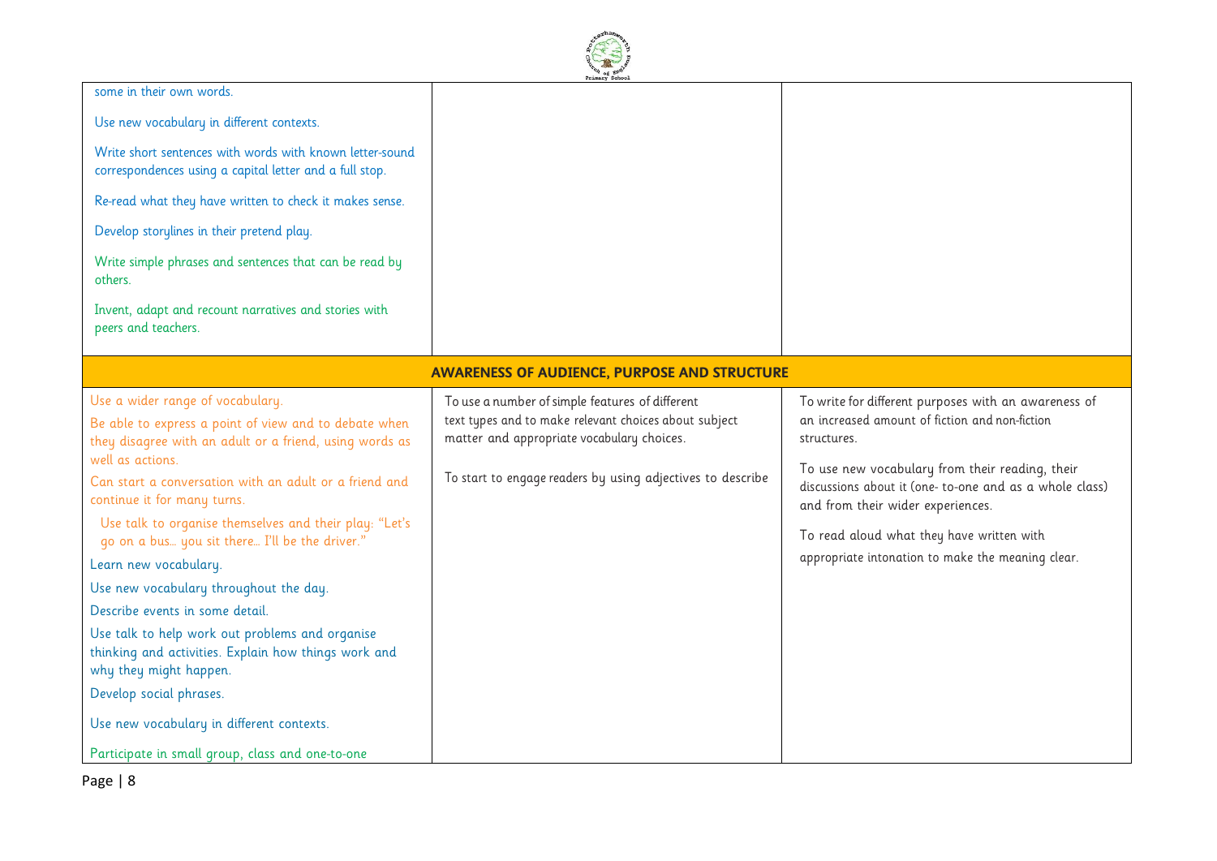| | | |
|---|---|---|
| some in their own words.<br><br>Use new vocabulary in different contexts.<br><br>Write short sentences with words with known letter-sound correspondences using a capital letter and a full stop.<br><br>Re-read what they have written to check it makes sense.<br><br>Develop storylines in their pretend play.<br><br>Write simple phrases and sentences that can be read by others.<br><br>Invent, adapt and recount narratives and stories with peers and teachers. | | |
| **AWARENESS OF AUDIENCE, PURPOSE AND STRUCTURE** | | |
| Use a wider range of vocabulary.<br><br>Be able to express a point of view and to debate when they disagree with an adult or a friend, using words as well as actions.<br><br>Can start a conversation with an adult or a friend and continue it for many turns.<br><br>Use talk to organise themselves and their play: "Let's go on a bus… you sit there… I'll be the driver."<br><br>Learn new vocabulary.<br><br>Use new vocabulary throughout the day.<br><br>Describe events in some detail.<br><br>Use talk to help work out problems and organise thinking and activities. Explain how things work and why they might happen.<br><br>Develop social phrases.<br><br>Use new vocabulary in different contexts.<br><br>Participate in small group, class and one-to-one | To use a number of simple features of different text types and to make relevant choices about subject matter and appropriate vocabulary choices.<br><br>To start to engage readers by using adjectives to describe | To write for different purposes with an awareness of an increased amount of fiction and non-fiction structures.<br><br>To use new vocabulary from their reading, their discussions about it (one- to-one and as a whole class) and from their wider experiences.<br><br>To read aloud what they have written with appropriate intonation to make the meaning clear. |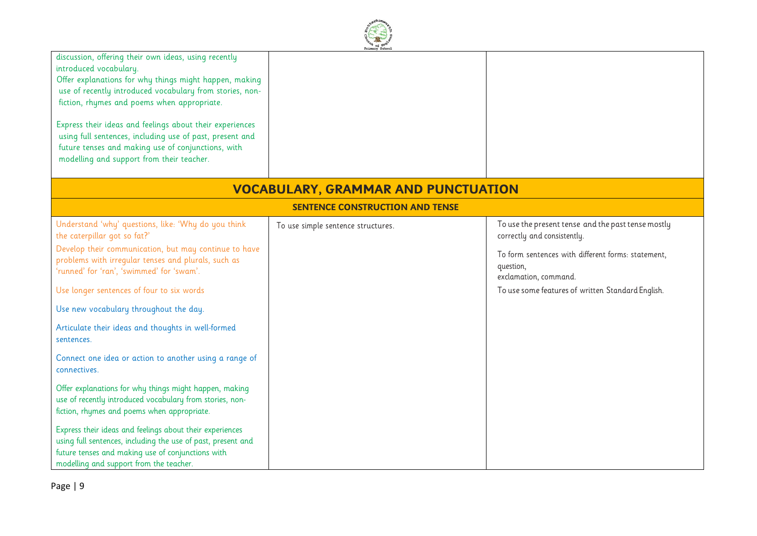| | | |
|---|---|---|
| discussion, offering their own ideas, using recently introduced vocabulary.<br>Offer explanations for why things might happen, making use of recently introduced vocabulary from stories, non-fiction, rhymes and poems when appropriate.<br><br>Express their ideas and feelings about their experiences using full sentences, including use of past, present and future tenses and making use of conjunctions, with modelling and support from their teacher. | | |

## VOCABULARY, GRAMMAR AND PUNCTUATION

### SENTENCE CONSTRUCTION AND TENSE

| | | |
|---|---|---|
| Understand 'why' questions, like: 'Why do you think the caterpillar got so fat?'<br>Develop their communication, but may continue to have problems with irregular tenses and plurals, such as 'runned' for 'ran', 'swimmed' for 'swam'.<br><br>Use longer sentences of four to six words<br><br>Use new vocabulary throughout the day.<br><br>Articulate their ideas and thoughts in well-formed sentences.<br><br>Connect one idea or action to another using a range of connectives.<br><br>Offer explanations for why things might happen, making use of recently introduced vocabulary from stories, non-fiction, rhymes and poems when appropriate.<br><br>Express their ideas and feelings about their experiences using full sentences, including the use of past, present and future tenses and making use of conjunctions with modelling and support from the teacher. | To use simple sentence structures. | To use the present tense and the past tense mostly correctly and consistently.<br><br>To form sentences with different forms: statement, question,<br>exclamation, command.<br><br>To use some features of written Standard English. |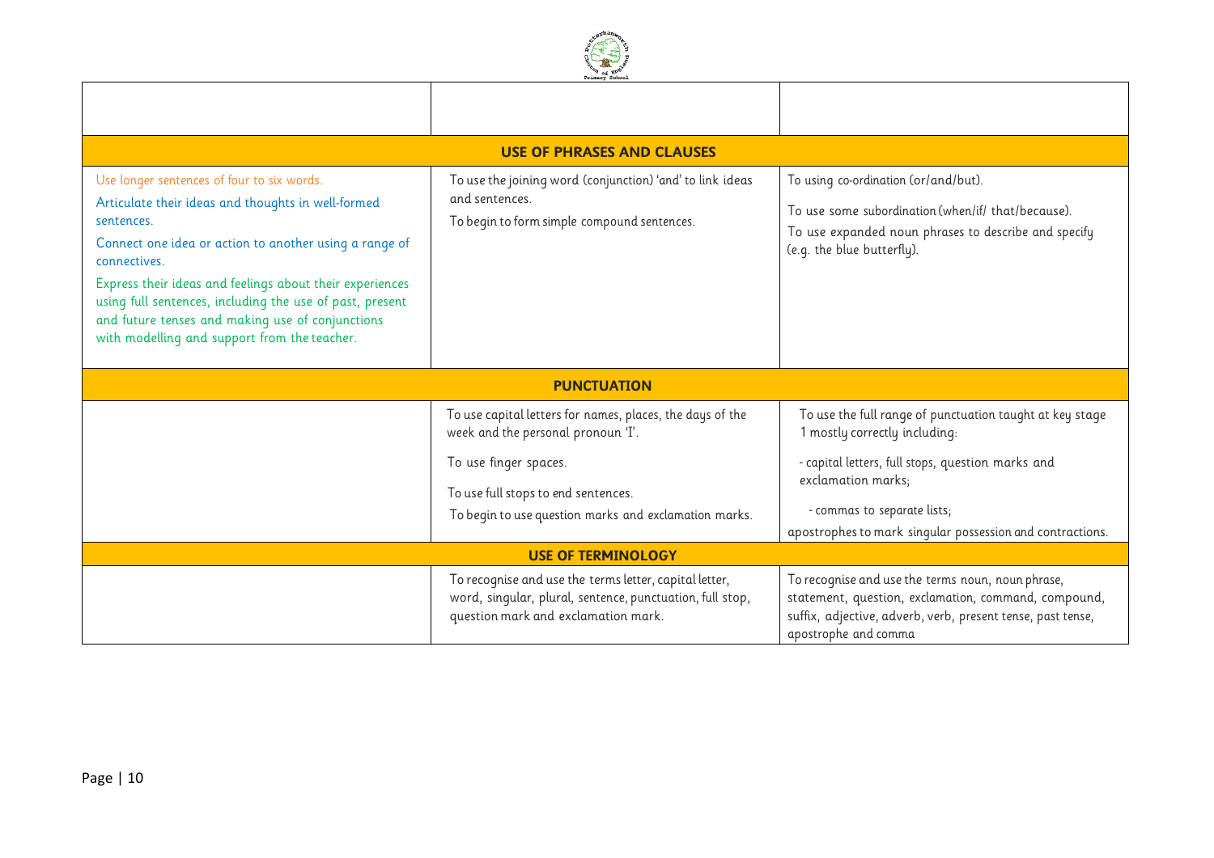| | | |
|---|---|---|
| **USE OF PHRASES AND CLAUSES** | | |
| Use longer sentences of four to six words.<br><br>Articulate their ideas and thoughts in well-formed sentences.<br><br>Connect one idea or action to another using a range of connectives.<br><br>Express their ideas and feelings about their experiences using full sentences, including the use of past, present and future tenses and making use of conjunctions with modelling and support from the teacher. | To use the joining word (conjunction) 'and' to link ideas and sentences.<br><br>To begin to form simple compound sentences. | To using co-ordination (or/and/but).<br><br>To use some subordination (when/if/ that/because).<br><br>To use expanded noun phrases to describe and specify (e.g. the blue butterfly). |
| **PUNCTUATION** | | |
| | To use capital letters for names, places, the days of the week and the personal pronoun 'I'.<br><br>To use finger spaces.<br><br>To use full stops to end sentences.<br><br>To begin to use question marks and exclamation marks. | To use the full range of punctuation taught at key stage 1 mostly correctly including:<br><br>- capital letters, full stops, question marks and exclamation marks;<br><br>- commas to separate lists;<br><br>apostrophes to mark singular possession and contractions. |
| **USE OF TERMINOLOGY** | | |
| | To recognise and use the terms letter, capital letter, word, singular, plural, sentence, punctuation, full stop, question mark and exclamation mark. | To recognise and use the terms noun, noun phrase, statement, question, exclamation, command, compound, suffix, adjective, adverb, verb, present tense, past tense, apostrophe and comma |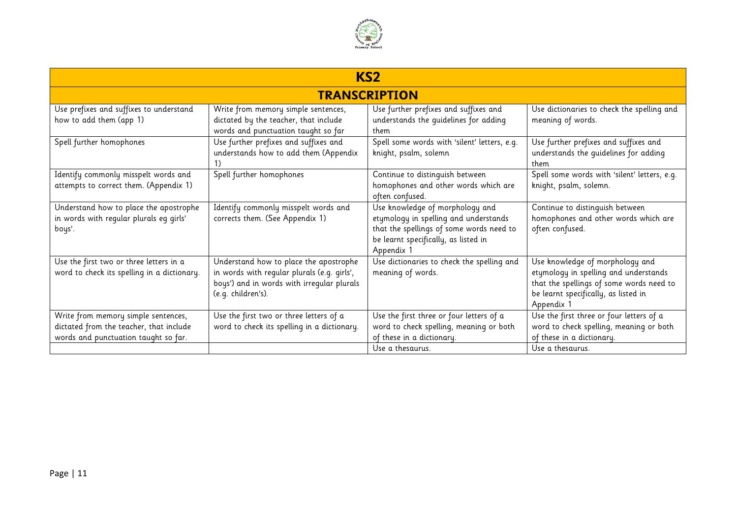## KS2

### TRANSCRIPTION

| | | | |
|---|---|---|---|
| Use prefixes and suffixes to understand how to add them (app 1) | Write from memory simple sentences, dictated by the teacher, that include words and punctuation taught so far | Use further prefixes and suffixes and understands the guidelines for adding them | Use dictionaries to check the spelling and meaning of words. |
| Spell further homophones | Use further prefixes and suffixes and understands how to add them (Appendix 1) | Spell some words with 'silent' letters, e.g. knight, psalm, solemn | Use further prefixes and suffixes and understands the guidelines for adding them |
| Identify commonly misspelt words and attempts to correct them. (Appendix 1) | Spell further homophones | Continue to distinguish between homophones and other words which are often confused. | Spell some words with 'silent' letters, e.g. knight, psalm, solemn. |
| Understand how to place the apostrophe in words with regular plurals eg girls' boys'. | Identify commonly misspelt words and corrects them. (See Appendix 1) | Use knowledge of morphology and etymology in spelling and understands that the spellings of some words need to be learnt specifically, as listed in Appendix 1 | Continue to distinguish between homophones and other words which are often confused. |
| Use the first two or three letters in a word to check its spelling in a dictionary. | Understand how to place the apostrophe in words with regular plurals (e.g. girls', boys') and in words with irregular plurals (e.g. children's). | Use dictionaries to check the spelling and meaning of words. | Use knowledge of morphology and etymology in spelling and understands that the spellings of some words need to be learnt specifically, as listed in Appendix 1 |
| Write from memory simple sentences, dictated from the teacher, that include words and punctuation taught so far. | Use the first two or three letters of a word to check its spelling in a dictionary. | Use the first three or four letters of a word to check spelling, meaning or both of these in a dictionary. | Use the first three or four letters of a word to check spelling, meaning or both of these in a dictionary. |
| | | Use a thesaurus. | Use a thesaurus. |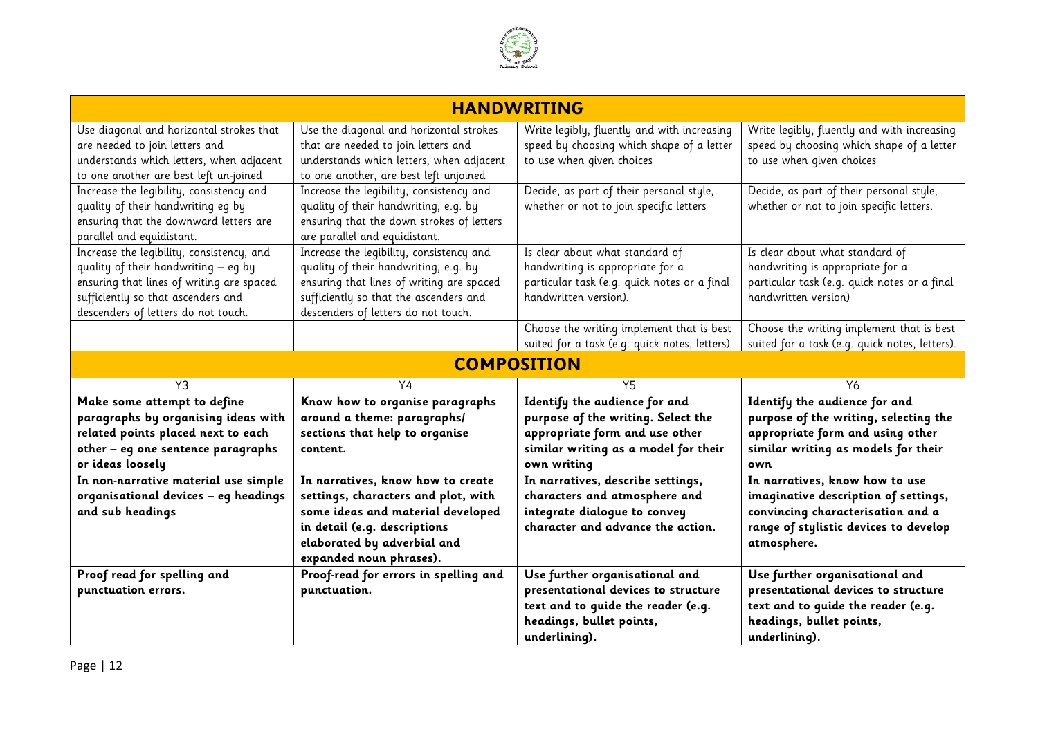| HANDWRITING | | | |
|---|---|---|---|
| Use diagonal and horizontal strokes that are needed to join letters and understands which letters, when adjacent to one another are best left un-joined | Use the diagonal and horizontal strokes that are needed to join letters and understands which letters, when adjacent to one another, are best left unjoined | Write legibly, fluently and with increasing speed by choosing which shape of a letter to use when given choices | Write legibly, fluently and with increasing speed by choosing which shape of a letter to use when given choices |
| Increase the legibility, consistency and quality of their handwriting eg by ensuring that the downward letters are parallel and equidistant. | Increase the legibility, consistency and quality of their handwriting, e.g. by ensuring that the down strokes of letters are parallel and equidistant. | Decide, as part of their personal style, whether or not to join specific letters | Decide, as part of their personal style, whether or not to join specific letters. |
| Increase the legibility, consistency, and quality of their handwriting – eg by ensuring that lines of writing are spaced sufficiently so that ascenders and descenders of letters do not touch. | Increase the legibility, consistency and quality of their handwriting, e.g. by ensuring that lines of writing are spaced sufficiently so that the ascenders and descenders of letters do not touch. | Is clear about what standard of handwriting is appropriate for a particular task (e.g. quick notes or a final handwritten version). | Is clear about what standard of handwriting is appropriate for a particular task (e.g. quick notes or a final handwritten version) |
| | | Choose the writing implement that is best suited for a task (e.g. quick notes, letters) | Choose the writing implement that is best suited for a task (e.g. quick notes, letters). |

| COMPOSITION | | | |
|---|---|---|---|
| Y3 | Y4 | Y5 | Y6 |
| **Make some attempt to define paragraphs by organising ideas with related points placed next to each other – eg one sentence paragraphs or ideas loosely** | **Know how to organise paragraphs around a theme: paragraphs/ sections that help to organise content.** | **Identify the audience for and purpose of the writing. Select the appropriate form and use other similar writing as a model for their own writing** | **Identify the audience for and purpose of the writing, selecting the appropriate form and using other similar writing as models for their own** |
| **In non-narrative material use simple organisational devices – eg headings and sub headings** | **In narratives, know how to create settings, characters and plot, with some ideas and material developed in detail (e.g. descriptions elaborated by adverbial and expanded noun phrases).** | **In narratives, describe settings, characters and atmosphere and integrate dialogue to convey character and advance the action.** | **In narratives, know how to use imaginative description of settings, convincing characterisation and a range of stylistic devices to develop atmosphere.** |
| **Proof read for spelling and punctuation errors.** | **Proof-read for errors in spelling and punctuation.** | **Use further organisational and presentational devices to structure text and to guide the reader (e.g. headings, bullet points, underlining).** | **Use further organisational and presentational devices to structure text and to guide the reader (e.g. headings, bullet points, underlining).** |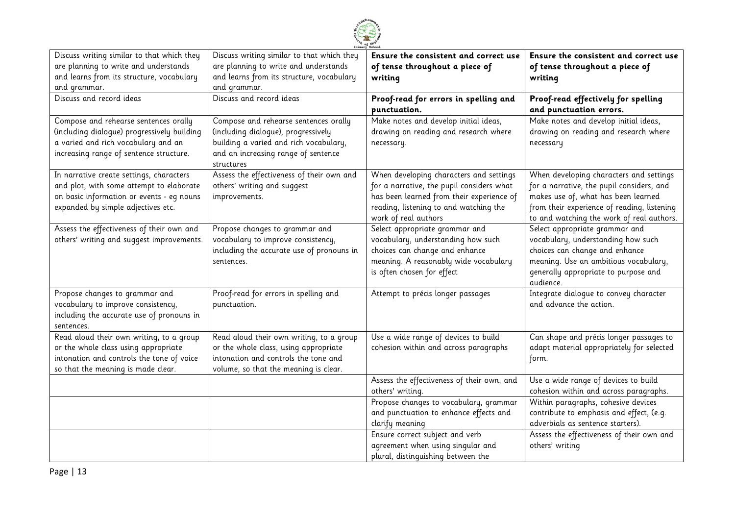| Discuss writing similar to that which they are planning to write and understands and learns from its structure, vocabulary and grammar. | Discuss writing similar to that which they are planning to write and understands and learns from its structure, vocabulary and grammar. | **Ensure the consistent and correct use of tense throughout a piece of writing** | **Ensure the consistent and correct use of tense throughout a piece of writing** |
|---|---|---|---|
| Discuss and record ideas | Discuss and record ideas | **Proof-read for errors in spelling and punctuation.** | **Proof-read effectively for spelling and punctuation errors.** |
| Compose and rehearse sentences orally (including dialogue) progressively building a varied and rich vocabulary and an increasing range of sentence structure. | Compose and rehearse sentences orally (including dialogue), progressively building a varied and rich vocabulary, and an increasing range of sentence structures | Make notes and develop initial ideas, drawing on reading and research where necessary. | Make notes and develop initial ideas, drawing on reading and research where necessary |
| In narrative create settings, characters and plot, with some attempt to elaborate on basic information or events - eg nouns expanded by simple adjectives etc. | Assess the effectiveness of their own and others' writing and suggest improvements. | When developing characters and settings for a narrative, the pupil considers what has been learned from their experience of reading, listening to and watching the work of real authors | When developing characters and settings for a narrative, the pupil considers, and makes use of, what has been learned from their experience of reading, listening to and watching the work of real authors. |
| Assess the effectiveness of their own and others' writing and suggest improvements. | Propose changes to grammar and vocabulary to improve consistency, including the accurate use of pronouns in sentences. | Select appropriate grammar and vocabulary, understanding how such choices can change and enhance meaning. A reasonably wide vocabulary is often chosen for effect | Select appropriate grammar and vocabulary, understanding how such choices can change and enhance meaning. Use an ambitious vocabulary, generally appropriate to purpose and audience. |
| Propose changes to grammar and vocabulary to improve consistency, including the accurate use of pronouns in sentences. | Proof-read for errors in spelling and punctuation. | Attempt to précis longer passages | Integrate dialogue to convey character and advance the action. |
| Read aloud their own writing, to a group or the whole class using appropriate intonation and controls the tone of voice so that the meaning is made clear. | Read aloud their own writing, to a group or the whole class, using appropriate intonation and controls the tone and volume, so that the meaning is clear. | Use a wide range of devices to build cohesion within and across paragraphs | Can shape and précis longer passages to adapt material appropriately for selected form. |
| | | Assess the effectiveness of their own, and others' writing. | Use a wide range of devices to build cohesion within and across paragraphs. |
| | | Propose changes to vocabulary, grammar and punctuation to enhance effects and clarify meaning | Within paragraphs, cohesive devices contribute to emphasis and effect, (e.g. adverbials as sentence starters). |
| | | Ensure correct subject and verb agreement when using singular and plural, distinguishing between the | Assess the effectiveness of their own and others' writing |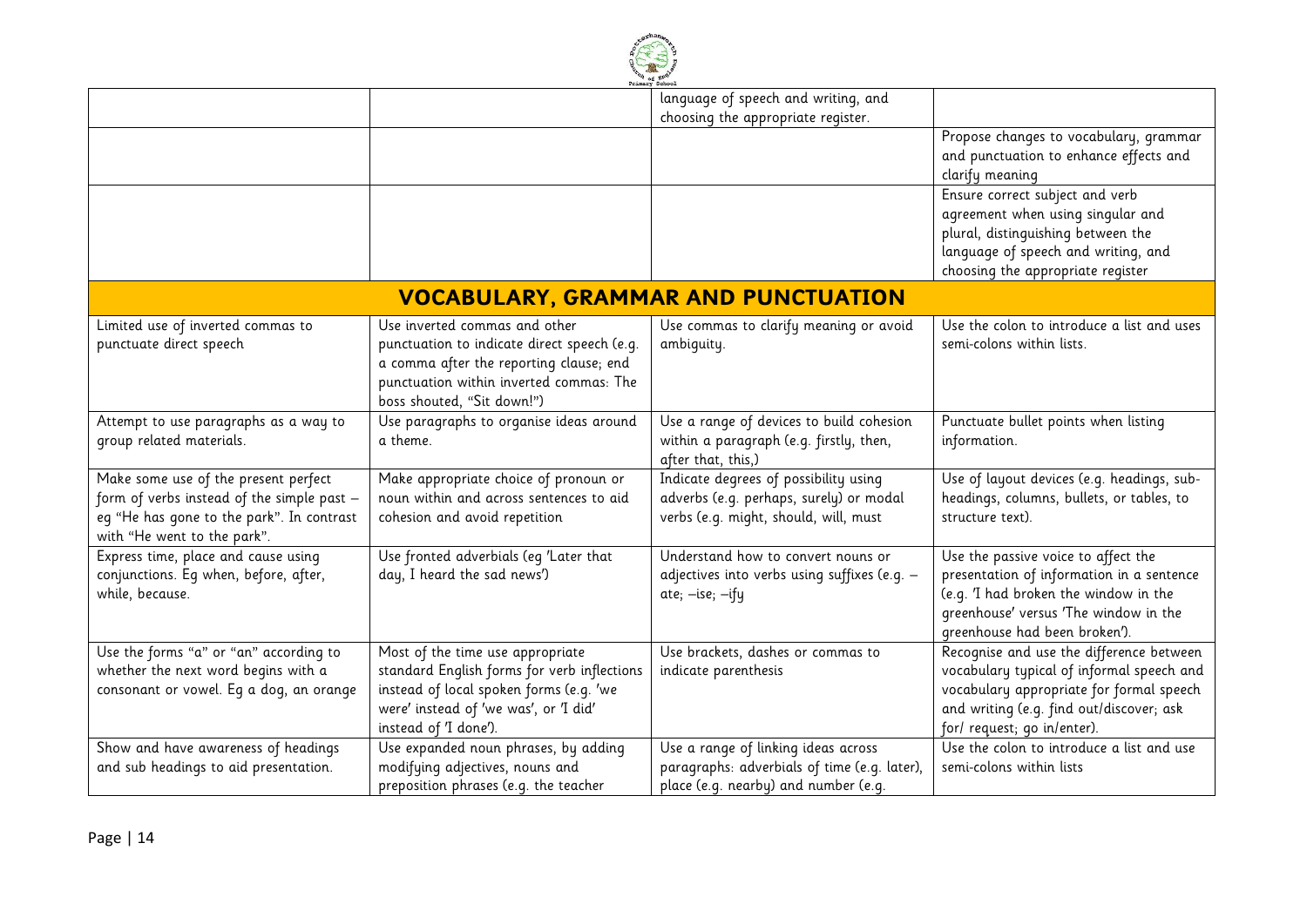| | | | |
|---|---|---|---|
| | | language of speech and writing, and choosing the appropriate register. | |
| | | | Propose changes to vocabulary, grammar and punctuation to enhance effects and clarify meaning |
| | | | Ensure correct subject and verb agreement when using singular and plural, distinguishing between the language of speech and writing, and choosing the appropriate register |

## VOCABULARY, GRAMMAR AND PUNCTUATION

| | | | |
|---|---|---|---|
| Limited use of inverted commas to punctuate direct speech | Use inverted commas and other punctuation to indicate direct speech (e.g. a comma after the reporting clause; end punctuation within inverted commas: The boss shouted, "Sit down!") | Use commas to clarify meaning or avoid ambiguity. | Use the colon to introduce a list and uses semi-colons within lists. |
| Attempt to use paragraphs as a way to group related materials. | Use paragraphs to organise ideas around a theme. | Use a range of devices to build cohesion within a paragraph (e.g. firstly, then, after that, this,) | Punctuate bullet points when listing information. |
| Make some use of the present perfect form of verbs instead of the simple past – eg "He has gone to the park". In contrast with "He went to the park". | Make appropriate choice of pronoun or noun within and across sentences to aid cohesion and avoid repetition | Indicate degrees of possibility using adverbs (e.g. perhaps, surely) or modal verbs (e.g. might, should, will, must | Use of layout devices (e.g. headings, sub-headings, columns, bullets, or tables, to structure text). |
| Express time, place and cause using conjunctions. Eg when, before, after, while, because. | Use fronted adverbials (eg 'Later that day, I heard the sad news') | Understand how to convert nouns or adjectives into verbs using suffixes (e.g. –ate; –ise; –ify | Use the passive voice to affect the presentation of information in a sentence (e.g. 'I had broken the window in the greenhouse' versus 'The window in the greenhouse had been broken'). |
| Use the forms "a" or "an" according to whether the next word begins with a consonant or vowel. Eg a dog, an orange | Most of the time use appropriate standard English forms for verb inflections instead of local spoken forms (e.g. 'we were' instead of 'we was', or 'I did' instead of 'I done'). | Use brackets, dashes or commas to indicate parenthesis | Recognise and use the difference between vocabulary typical of informal speech and vocabulary appropriate for formal speech and writing (e.g. find out/discover; ask for/ request; go in/enter). |
| Show and have awareness of headings and sub headings to aid presentation. | Use expanded noun phrases, by adding modifying adjectives, nouns and preposition phrases (e.g. the teacher | Use a range of linking ideas across paragraphs: adverbials of time (e.g. later), place (e.g. nearby) and number (e.g. | Use the colon to introduce a list and use semi-colons within lists |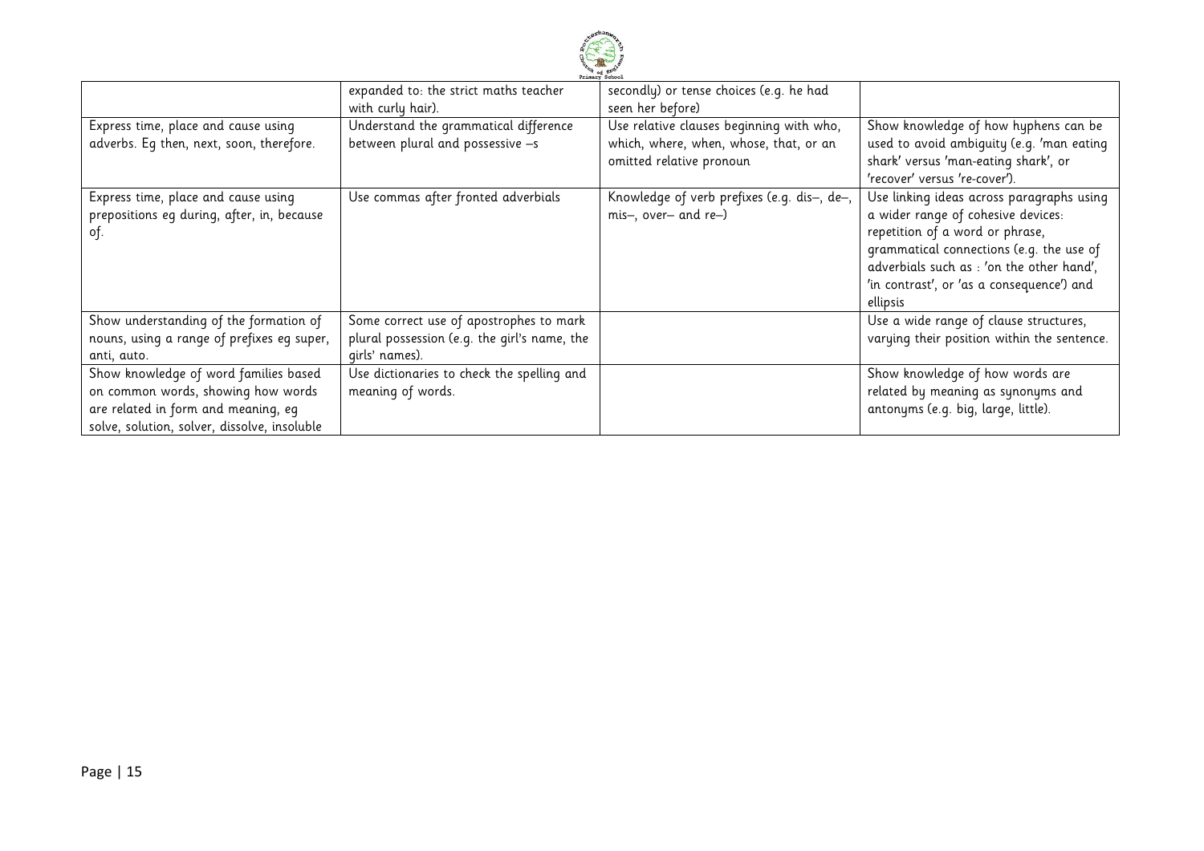| | | | |
|---|---|---|---|
| | expanded to: the strict maths teacher with curly hair). | secondly) or tense choices (e.g. he had seen her before) | |
| Express time, place and cause using adverbs. Eg then, next, soon, therefore. | Understand the grammatical difference between plural and possessive –s | Use relative clauses beginning with who, which, where, when, whose, that, or an omitted relative pronoun | Show knowledge of how hyphens can be used to avoid ambiguity (e.g. 'man eating shark' versus 'man-eating shark', or 'recover' versus 're-cover'). |
| Express time, place and cause using prepositions eg during, after, in, because of. | Use commas after fronted adverbials | Knowledge of verb prefixes (e.g. dis–, de–, mis–, over– and re–) | Use linking ideas across paragraphs using a wider range of cohesive devices: repetition of a word or phrase, grammatical connections (e.g. the use of adverbials such as : 'on the other hand', 'in contrast', or 'as a consequence') and ellipsis |
| Show understanding of the formation of nouns, using a range of prefixes eg super, anti, auto. | Some correct use of apostrophes to mark plural possession (e.g. the girl's name, the girls' names). | | Use a wide range of clause structures, varying their position within the sentence. |
| Show knowledge of word families based on common words, showing how words are related in form and meaning, eg solve, solution, solver, dissolve, insoluble | Use dictionaries to check the spelling and meaning of words. | | Show knowledge of how words are related by meaning as synonyms and antonyms (e.g. big, large, little). |